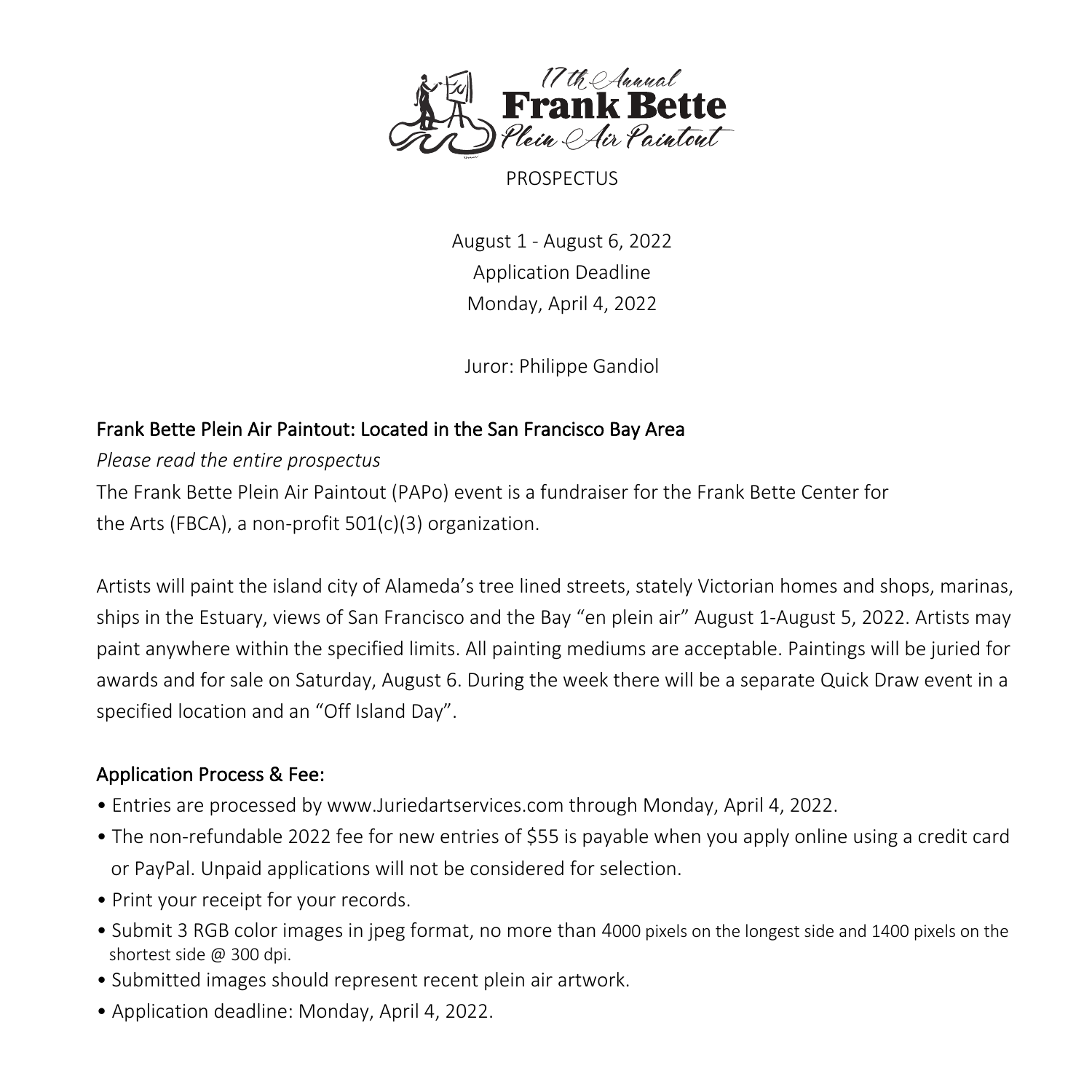# 17th Annual Frank Bette Plein Air Paintout

PROSPECTUS

August 1 - August 6, 2022
Application Deadline
Monday, April 4, 2022

Juror: Philippe Gandiol

## Frank Bette Plein Air Paintout: Located in the San Francisco Bay Area

*Please read the entire prospectus*

The Frank Bette Plein Air Paintout (PAPo) event is a fundraiser for the Frank Bette Center for the Arts (FBCA), a non-profit 501(c)(3) organization.

Artists will paint the island city of Alameda's tree lined streets, stately Victorian homes and shops, marinas, ships in the Estuary, views of San Francisco and the Bay "en plein air" August 1-August 5, 2022. Artists may paint anywhere within the specified limits. All painting mediums are acceptable. Paintings will be juried for awards and for sale on Saturday, August 6. During the week there will be a separate Quick Draw event in a specified location and an "Off Island Day".

## Application Process & Fee:

- Entries are processed by www.Juriedartservices.com through Monday, April 4, 2022.
- The non-refundable 2022 fee for new entries of $55 is payable when you apply online using a credit card or PayPal. Unpaid applications will not be considered for selection.
- Print your receipt for your records.
- Submit 3 RGB color images in jpeg format, no more than 4000 pixels on the longest side and 1400 pixels on the shortest side @ 300 dpi.
- Submitted images should represent recent plein air artwork.
- Application deadline: Monday, April 4, 2022.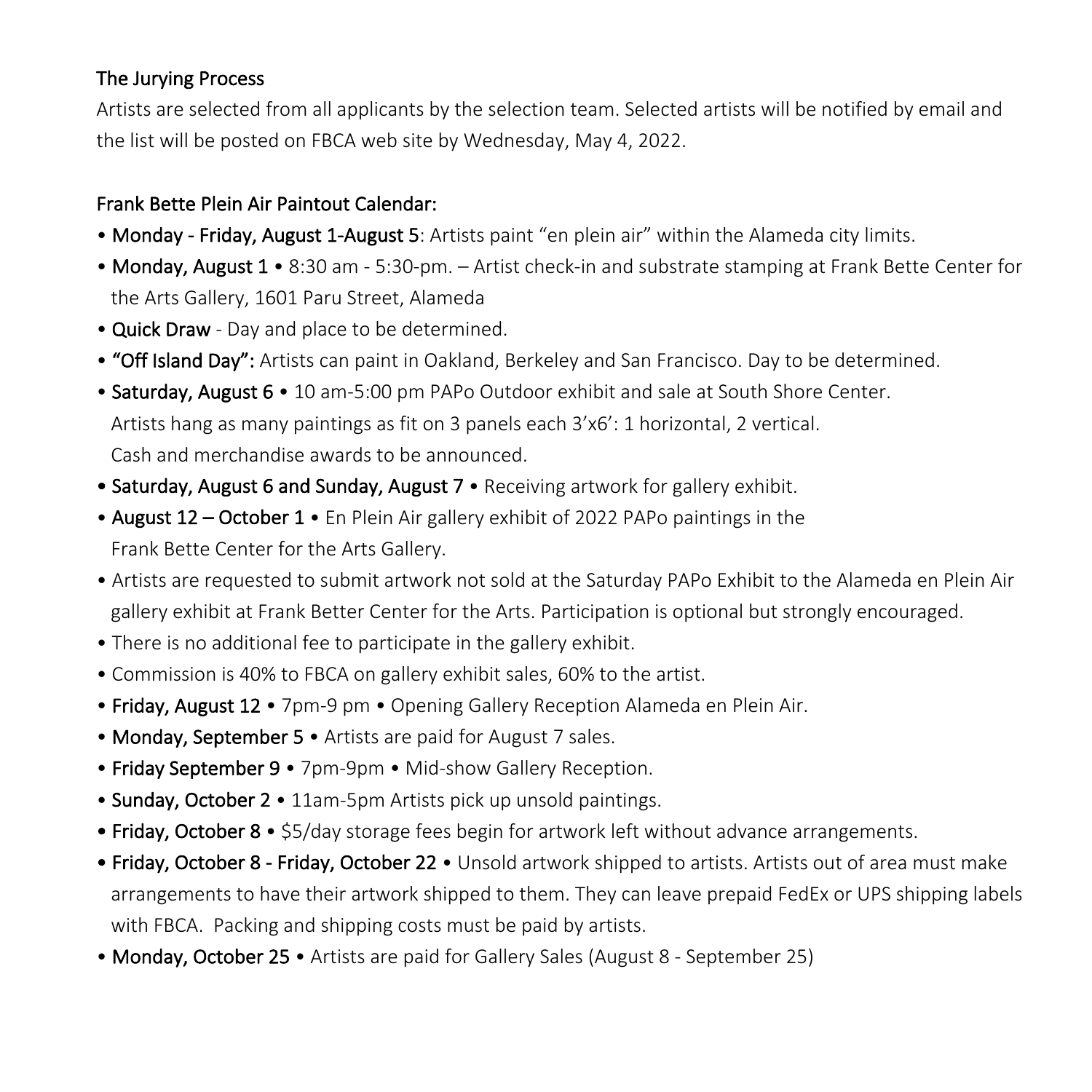## The Jurying Process

Artists are selected from all applicants by the selection team. Selected artists will be notified by email and the list will be posted on FBCA web site by Wednesday, May 4, 2022.

## Frank Bette Plein Air Paintout Calendar:

- **Monday - Friday, August 1-August 5**: Artists paint "en plein air" within the Alameda city limits.
- **Monday, August 1** • 8:30 am - 5:30-pm. – Artist check-in and substrate stamping at Frank Bette Center for the Arts Gallery, 1601 Paru Street, Alameda
- **Quick Draw** - Day and place to be determined.
- **"Off Island Day":** Artists can paint in Oakland, Berkeley and San Francisco. Day to be determined.
- **Saturday, August 6** • 10 am-5:00 pm PAPo Outdoor exhibit and sale at South Shore Center.
  Artists hang as many paintings as fit on 3 panels each 3'x6': 1 horizontal, 2 vertical.
  Cash and merchandise awards to be announced.
- **Saturday, August 6 and Sunday, August 7** • Receiving artwork for gallery exhibit.
- **August 12 – October 1** • En Plein Air gallery exhibit of 2022 PAPo paintings in the Frank Bette Center for the Arts Gallery.
- Artists are requested to submit artwork not sold at the Saturday PAPo Exhibit to the Alameda en Plein Air gallery exhibit at Frank Better Center for the Arts. Participation is optional but strongly encouraged.
- There is no additional fee to participate in the gallery exhibit.
- Commission is 40% to FBCA on gallery exhibit sales, 60% to the artist.
- **Friday, August 12** • 7pm-9 pm • Opening Gallery Reception Alameda en Plein Air.
- **Monday, September 5** • Artists are paid for August 7 sales.
- **Friday September 9** • 7pm-9pm • Mid-show Gallery Reception.
- **Sunday, October 2** • 11am-5pm Artists pick up unsold paintings.
- **Friday, October 8** • $5/day storage fees begin for artwork left without advance arrangements.
- **Friday, October 8 - Friday, October 22** • Unsold artwork shipped to artists. Artists out of area must make arrangements to have their artwork shipped to them. They can leave prepaid FedEx or UPS shipping labels with FBCA. Packing and shipping costs must be paid by artists.
- **Monday, October 25** • Artists are paid for Gallery Sales (August 8 - September 25)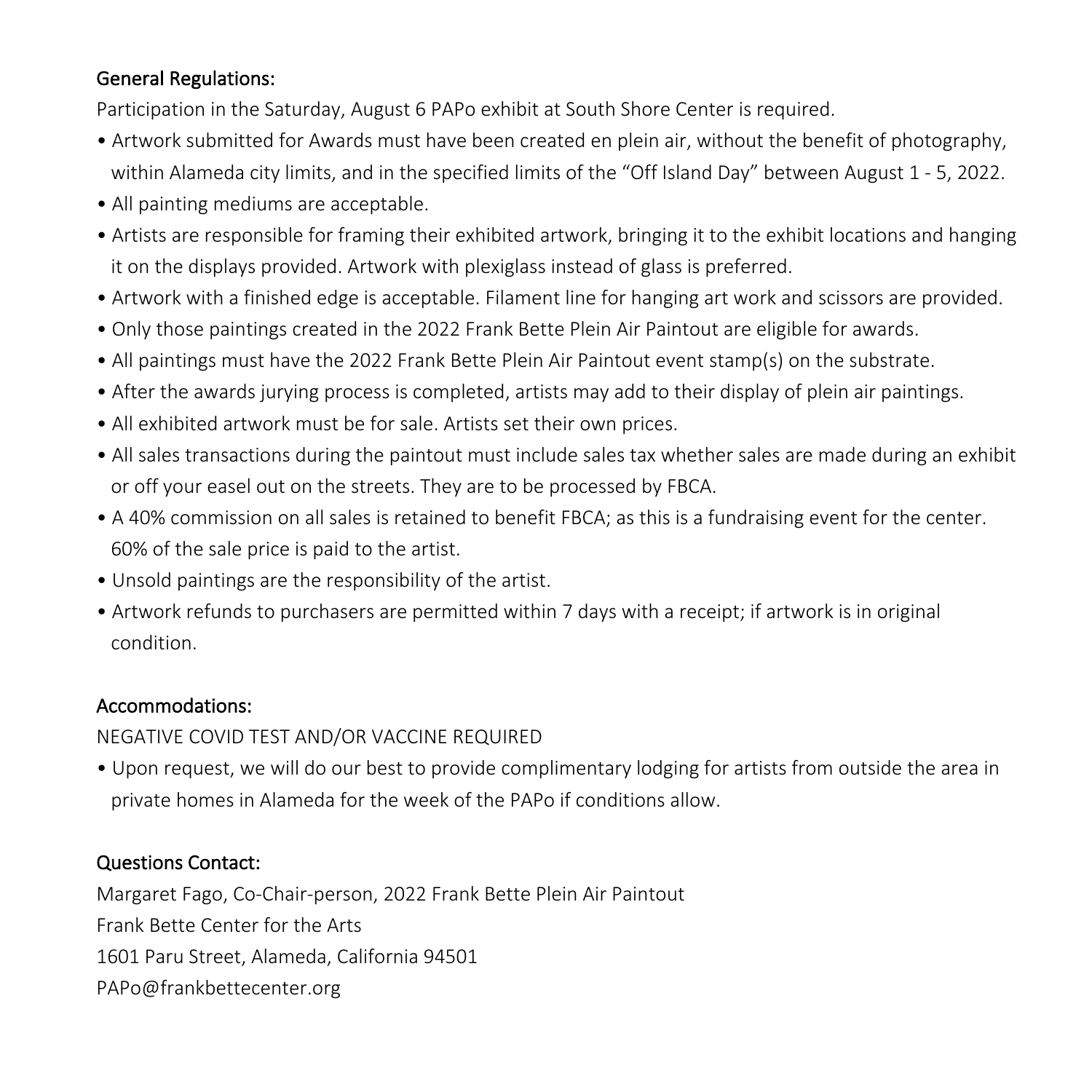## General Regulations:

Participation in the Saturday, August 6 PAPo exhibit at South Shore Center is required.

- Artwork submitted for Awards must have been created en plein air, without the benefit of photography, within Alameda city limits, and in the specified limits of the "Off Island Day" between August 1 - 5, 2022.
- All painting mediums are acceptable.
- Artists are responsible for framing their exhibited artwork, bringing it to the exhibit locations and hanging it on the displays provided. Artwork with plexiglass instead of glass is preferred.
- Artwork with a finished edge is acceptable. Filament line for hanging art work and scissors are provided.
- Only those paintings created in the 2022 Frank Bette Plein Air Paintout are eligible for awards.
- All paintings must have the 2022 Frank Bette Plein Air Paintout event stamp(s) on the substrate.
- After the awards jurying process is completed, artists may add to their display of plein air paintings.
- All exhibited artwork must be for sale. Artists set their own prices.
- All sales transactions during the paintout must include sales tax whether sales are made during an exhibit or off your easel out on the streets. They are to be processed by FBCA.
- A 40% commission on all sales is retained to benefit FBCA; as this is a fundraising event for the center. 60% of the sale price is paid to the artist.
- Unsold paintings are the responsibility of the artist.
- Artwork refunds to purchasers are permitted within 7 days with a receipt; if artwork is in original condition.

## Accommodations:

NEGATIVE COVID TEST AND/OR VACCINE REQUIRED

- Upon request, we will do our best to provide complimentary lodging for artists from outside the area in private homes in Alameda for the week of the PAPo if conditions allow.

## Questions Contact:

Margaret Fago, Co-Chair-person, 2022 Frank Bette Plein Air Paintout
Frank Bette Center for the Arts
1601 Paru Street, Alameda, California 94501
PAPo@frankbettecenter.org